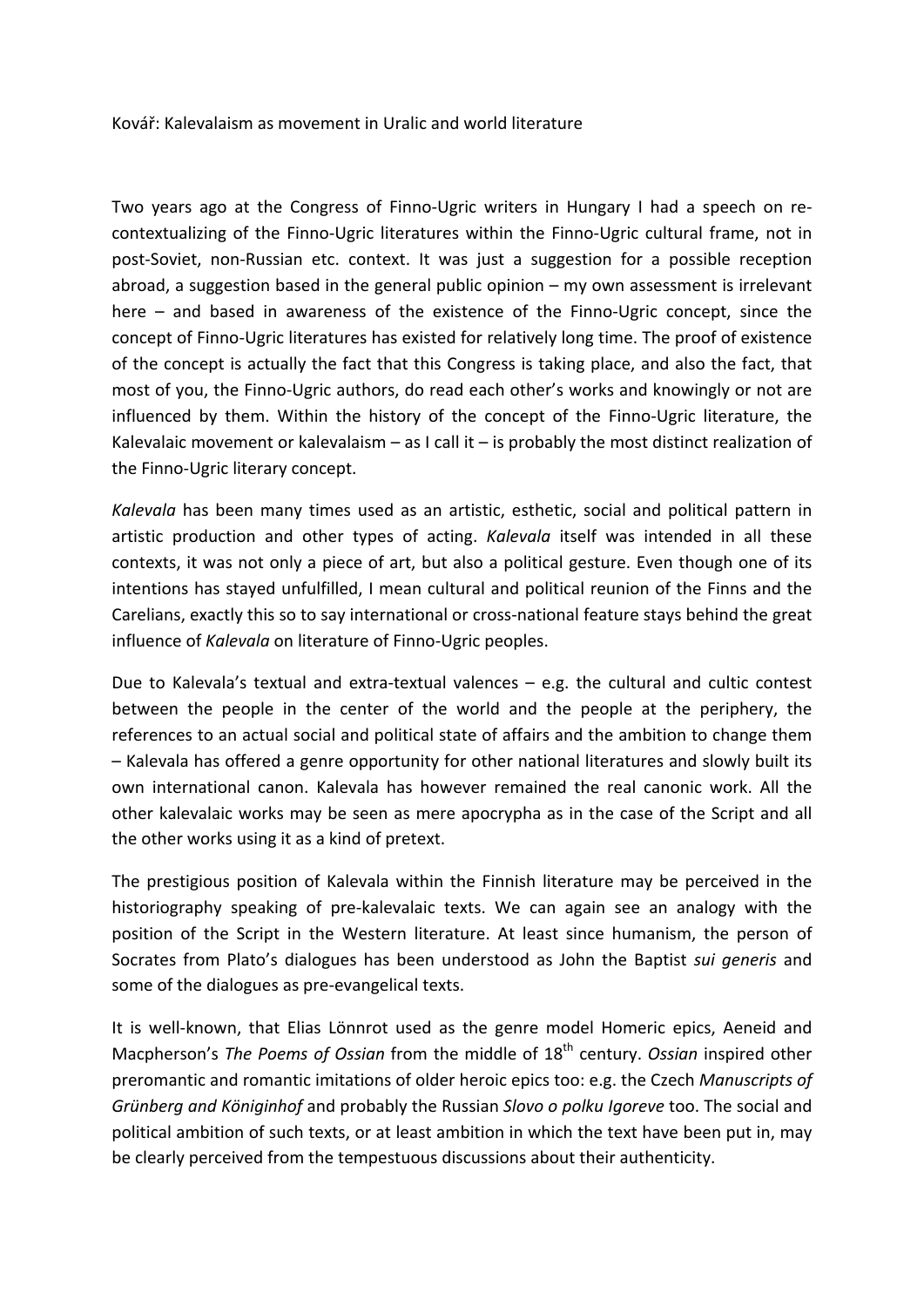Kovář: Kalevalaism as movement in Uralic and world literature

Two years ago at the Congress of Finno-Ugric writers in Hungary I had a speech on re-contextualizing of the Finno-Ugric literatures within the Finno-Ugric cultural frame, not in post-Soviet, non-Russian etc. context. It was just a suggestion for a possible reception abroad, a suggestion based in the general public opinion – my own assessment is irrelevant here – and based in awareness of the existence of the Finno-Ugric concept, since the concept of Finno-Ugric literatures has existed for relatively long time. The proof of existence of the concept is actually the fact that this Congress is taking place, and also the fact, that most of you, the Finno-Ugric authors, do read each other's works and knowingly or not are influenced by them. Within the history of the concept of the Finno-Ugric literature, the Kalevalaic movement or kalevalaism – as I call it – is probably the most distinct realization of the Finno-Ugric literary concept.

*Kalevala* has been many times used as an artistic, esthetic, social and political pattern in artistic production and other types of acting. *Kalevala* itself was intended in all these contexts, it was not only a piece of art, but also a political gesture. Even though one of its intentions has stayed unfulfilled, I mean cultural and political reunion of the Finns and the Carelians, exactly this so to say international or cross-national feature stays behind the great influence of *Kalevala* on literature of Finno-Ugric peoples.

Due to Kalevala's textual and extra-textual valences – e.g. the cultural and cultic contest between the people in the center of the world and the people at the periphery, the references to an actual social and political state of affairs and the ambition to change them – Kalevala has offered a genre opportunity for other national literatures and slowly built its own international canon. Kalevala has however remained the real canonic work. All the other kalevalaic works may be seen as mere apocrypha as in the case of the Script and all the other works using it as a kind of pretext.

The prestigious position of Kalevala within the Finnish literature may be perceived in the historiography speaking of pre-kalevalaic texts. We can again see an analogy with the position of the Script in the Western literature. At least since humanism, the person of Socrates from Plato's dialogues has been understood as John the Baptist *sui generis* and some of the dialogues as pre-evangelical texts.

It is well-known, that Elias Lönnrot used as the genre model Homeric epics, Aeneid and Macpherson's *The Poems of Ossian* from the middle of 18th century. *Ossian* inspired other preromantic and romantic imitations of older heroic epics too: e.g. the Czech *Manuscripts of Grünberg and Königinhof* and probably the Russian *Slovo o polku Igoreve* too. The social and political ambition of such texts, or at least ambition in which the text have been put in, may be clearly perceived from the tempestuous discussions about their authenticity.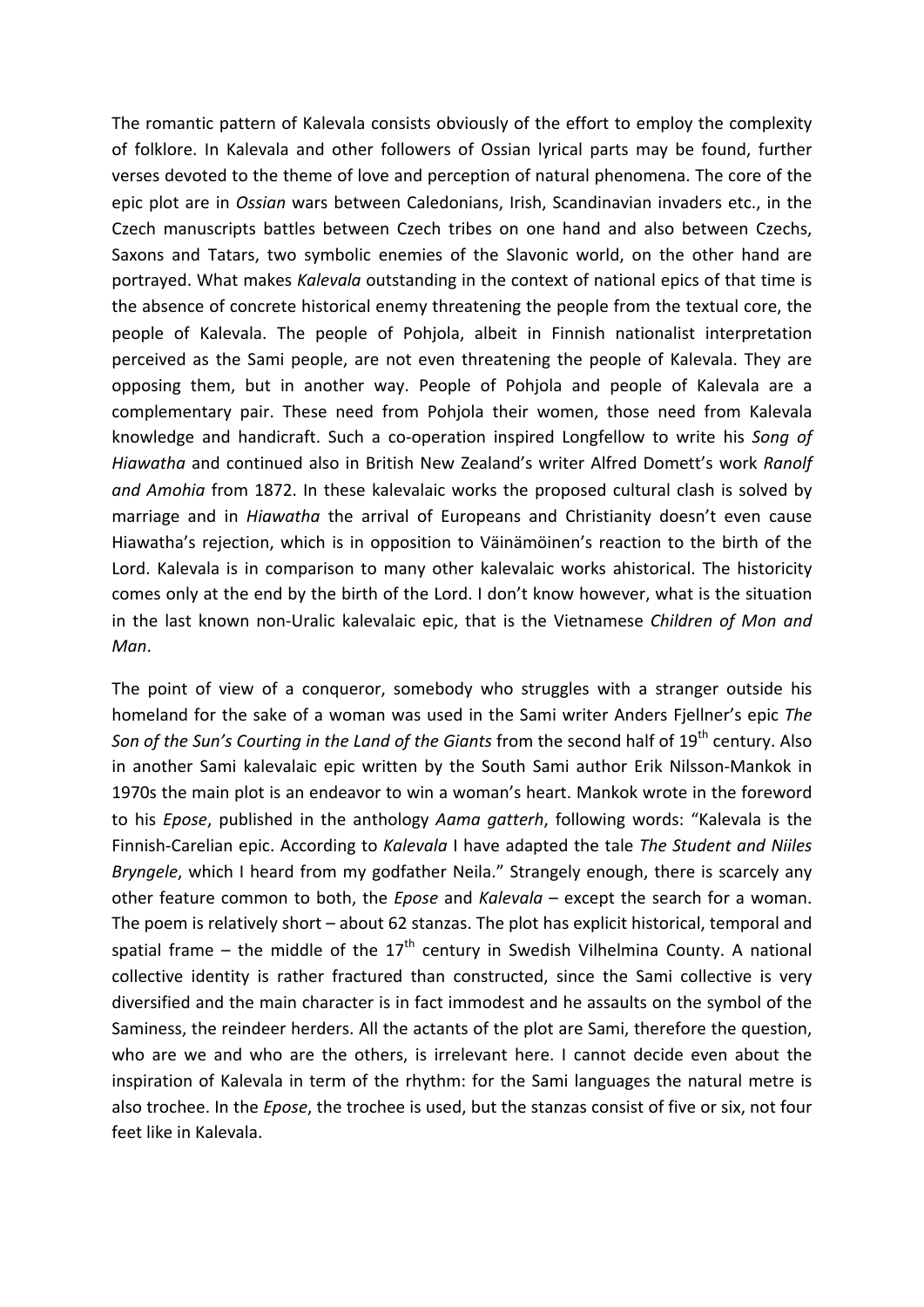The romantic pattern of Kalevala consists obviously of the effort to employ the complexity of folklore. In Kalevala and other followers of Ossian lyrical parts may be found, further verses devoted to the theme of love and perception of natural phenomena. The core of the epic plot are in *Ossian* wars between Caledonians, Irish, Scandinavian invaders etc., in the Czech manuscripts battles between Czech tribes on one hand and also between Czechs, Saxons and Tatars, two symbolic enemies of the Slavonic world, on the other hand are portrayed. What makes *Kalevala* outstanding in the context of national epics of that time is the absence of concrete historical enemy threatening the people from the textual core, the people of Kalevala. The people of Pohjola, albeit in Finnish nationalist interpretation perceived as the Sami people, are not even threatening the people of Kalevala. They are opposing them, but in another way. People of Pohjola and people of Kalevala are a complementary pair. These need from Pohjola their women, those need from Kalevala knowledge and handicraft. Such a co-operation inspired Longfellow to write his *Song of Hiawatha* and continued also in British New Zealand's writer Alfred Domett's work *Ranolf and Amohia* from 1872. In these kalevalaic works the proposed cultural clash is solved by marriage and in *Hiawatha* the arrival of Europeans and Christianity doesn't even cause Hiawatha's rejection, which is in opposition to Väinämöinen's reaction to the birth of the Lord. Kalevala is in comparison to many other kalevalaic works ahistorical. The historicity comes only at the end by the birth of the Lord. I don't know however, what is the situation in the last known non-Uralic kalevalaic epic, that is the Vietnamese *Children of Mon and Man*.

The point of view of a conqueror, somebody who struggles with a stranger outside his homeland for the sake of a woman was used in the Sami writer Anders Fjellner's epic *The Son of the Sun's Courting in the Land of the Giants* from the second half of 19th century. Also in another Sami kalevalaic epic written by the South Sami author Erik Nilsson-Mankok in 1970s the main plot is an endeavor to win a woman's heart. Mankok wrote in the foreword to his *Epose*, published in the anthology *Aama gatterh*, following words: "Kalevala is the Finnish-Carelian epic. According to *Kalevala* I have adapted the tale *The Student and Niiles Bryngele*, which I heard from my godfather Neila." Strangely enough, there is scarcely any other feature common to both, the *Epose* and *Kalevala* – except the search for a woman. The poem is relatively short – about 62 stanzas. The plot has explicit historical, temporal and spatial frame – the middle of the 17th century in Swedish Vilhelmina County. A national collective identity is rather fractured than constructed, since the Sami collective is very diversified and the main character is in fact immodest and he assaults on the symbol of the Saminess, the reindeer herders. All the actants of the plot are Sami, therefore the question, who are we and who are the others, is irrelevant here. I cannot decide even about the inspiration of Kalevala in term of the rhythm: for the Sami languages the natural metre is also trochee. In the *Epose*, the trochee is used, but the stanzas consist of five or six, not four feet like in Kalevala.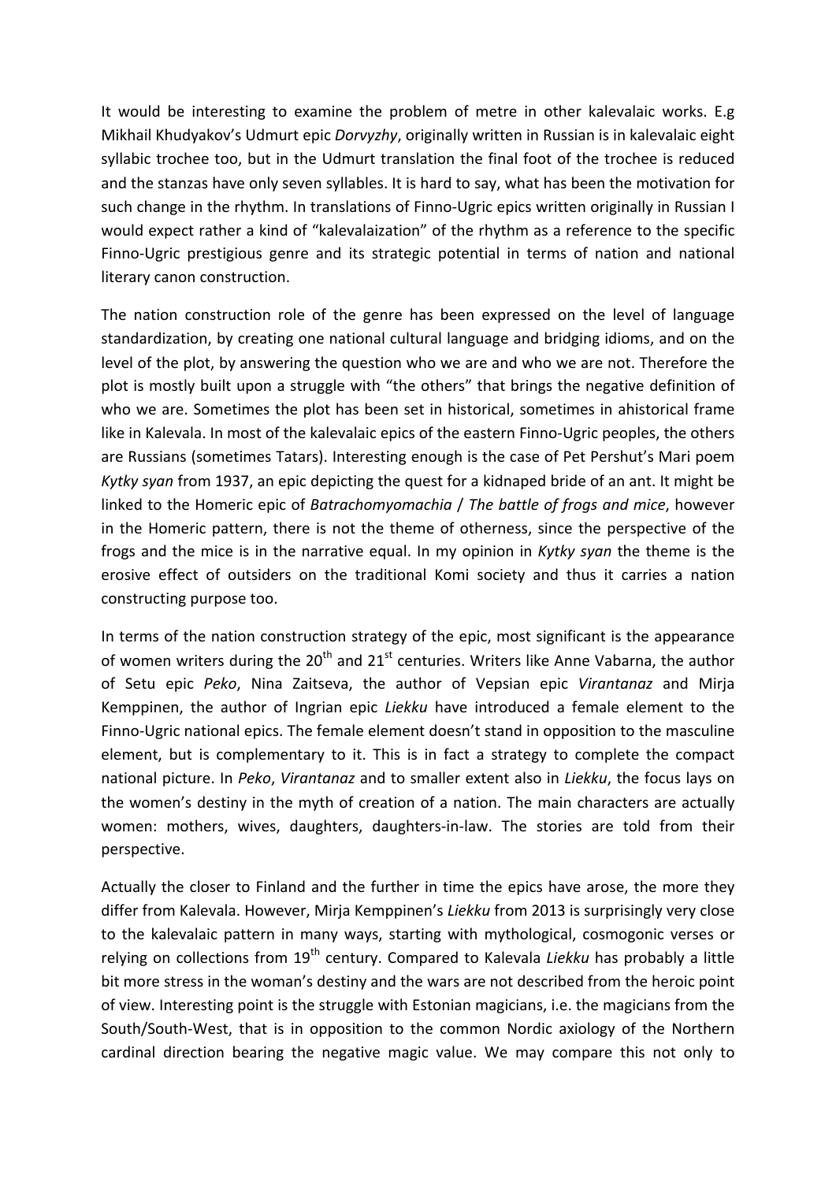It would be interesting to examine the problem of metre in other kalevalaic works. E.g Mikhail Khudyakov's Udmurt epic *Dorvyzhy*, originally written in Russian is in kalevalaic eight syllabic trochee too, but in the Udmurt translation the final foot of the trochee is reduced and the stanzas have only seven syllables. It is hard to say, what has been the motivation for such change in the rhythm. In translations of Finno-Ugric epics written originally in Russian I would expect rather a kind of "kalevalaization" of the rhythm as a reference to the specific Finno-Ugric prestigious genre and its strategic potential in terms of nation and national literary canon construction.

The nation construction role of the genre has been expressed on the level of language standardization, by creating one national cultural language and bridging idioms, and on the level of the plot, by answering the question who we are and who we are not. Therefore the plot is mostly built upon a struggle with "the others" that brings the negative definition of who we are. Sometimes the plot has been set in historical, sometimes in ahistorical frame like in Kalevala. In most of the kalevalaic epics of the eastern Finno-Ugric peoples, the others are Russians (sometimes Tatars). Interesting enough is the case of Pet Pershut's Mari poem *Kytky syan* from 1937, an epic depicting the quest for a kidnaped bride of an ant. It might be linked to the Homeric epic of *Batrachomyomachia* / *The battle of frogs and mice*, however in the Homeric pattern, there is not the theme of otherness, since the perspective of the frogs and the mice is in the narrative equal. In my opinion in *Kytky syan* the theme is the erosive effect of outsiders on the traditional Komi society and thus it carries a nation constructing purpose too.

In terms of the nation construction strategy of the epic, most significant is the appearance of women writers during the 20th and 21st centuries. Writers like Anne Vabarna, the author of Setu epic *Peko*, Nina Zaitseva, the author of Vepsian epic *Virantanaz* and Mirja Kemppinen, the author of Ingrian epic *Liekku* have introduced a female element to the Finno-Ugric national epics. The female element doesn't stand in opposition to the masculine element, but is complementary to it. This is in fact a strategy to complete the compact national picture. In *Peko*, *Virantanaz* and to smaller extent also in *Liekku*, the focus lays on the women's destiny in the myth of creation of a nation. The main characters are actually women: mothers, wives, daughters, daughters-in-law. The stories are told from their perspective.

Actually the closer to Finland and the further in time the epics have arose, the more they differ from Kalevala. However, Mirja Kemppinen's *Liekku* from 2013 is surprisingly very close to the kalevalaic pattern in many ways, starting with mythological, cosmogonic verses or relying on collections from 19th century. Compared to Kalevala *Liekku* has probably a little bit more stress in the woman's destiny and the wars are not described from the heroic point of view. Interesting point is the struggle with Estonian magicians, i.e. the magicians from the South/South-West, that is in opposition to the common Nordic axiology of the Northern cardinal direction bearing the negative magic value. We may compare this not only to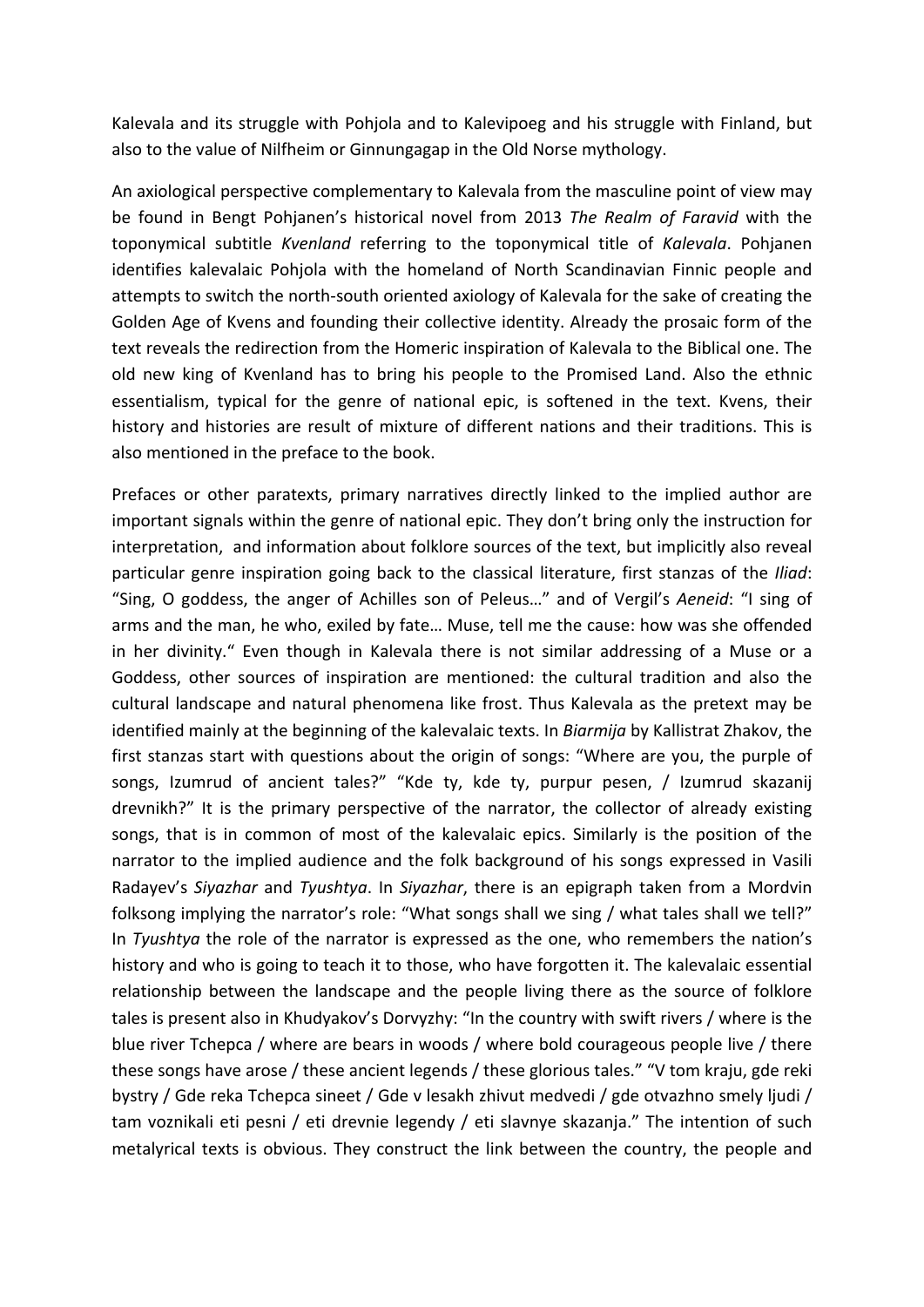Kalevala and its struggle with Pohjola and to Kalevipoeg and his struggle with Finland, but also to the value of Nilfheim or Ginnungagap in the Old Norse mythology.

An axiological perspective complementary to Kalevala from the masculine point of view may be found in Bengt Pohjanen's historical novel from 2013 *The Realm of Faravid* with the toponymical subtitle *Kvenland* referring to the toponymical title of *Kalevala*. Pohjanen identifies kalevalaic Pohjola with the homeland of North Scandinavian Finnic people and attempts to switch the north-south oriented axiology of Kalevala for the sake of creating the Golden Age of Kvens and founding their collective identity. Already the prosaic form of the text reveals the redirection from the Homeric inspiration of Kalevala to the Biblical one. The old new king of Kvenland has to bring his people to the Promised Land. Also the ethnic essentialism, typical for the genre of national epic, is softened in the text. Kvens, their history and histories are result of mixture of different nations and their traditions. This is also mentioned in the preface to the book.

Prefaces or other paratexts, primary narratives directly linked to the implied author are important signals within the genre of national epic. They don't bring only the instruction for interpretation, and information about folklore sources of the text, but implicitly also reveal particular genre inspiration going back to the classical literature, first stanzas of the *Iliad*: "Sing, O goddess, the anger of Achilles son of Peleus…" and of Vergil's *Aeneid*: "I sing of arms and the man, he who, exiled by fate… Muse, tell me the cause: how was she offended in her divinity." Even though in Kalevala there is not similar addressing of a Muse or a Goddess, other sources of inspiration are mentioned: the cultural tradition and also the cultural landscape and natural phenomena like frost. Thus Kalevala as the pretext may be identified mainly at the beginning of the kalevalaic texts. In *Biarmija* by Kallistrat Zhakov, the first stanzas start with questions about the origin of songs: "Where are you, the purple of songs, Izumrud of ancient tales?" "Kde ty, kde ty, purpur pesen, / Izumrud skazanij drevnikh?" It is the primary perspective of the narrator, the collector of already existing songs, that is in common of most of the kalevalaic epics. Similarly is the position of the narrator to the implied audience and the folk background of his songs expressed in Vasili Radayev's *Siyazhar* and *Tyushtya*. In *Siyazhar*, there is an epigraph taken from a Mordvin folksong implying the narrator's role: "What songs shall we sing / what tales shall we tell?" In *Tyushtya* the role of the narrator is expressed as the one, who remembers the nation's history and who is going to teach it to those, who have forgotten it. The kalevalaic essential relationship between the landscape and the people living there as the source of folklore tales is present also in Khudyakov's Dorvyzhy: "In the country with swift rivers / where is the blue river Tchepca / where are bears in woods / where bold courageous people live / there these songs have arose / these ancient legends / these glorious tales." "V tom kraju, gde reki bystry / Gde reka Tchepca sineet / Gde v lesakh zhivut medvedi / gde otvazhno smely ljudi / tam voznikali eti pesni / eti drevnie legendy / eti slavnye skazanja." The intention of such metalyrical texts is obvious. They construct the link between the country, the people and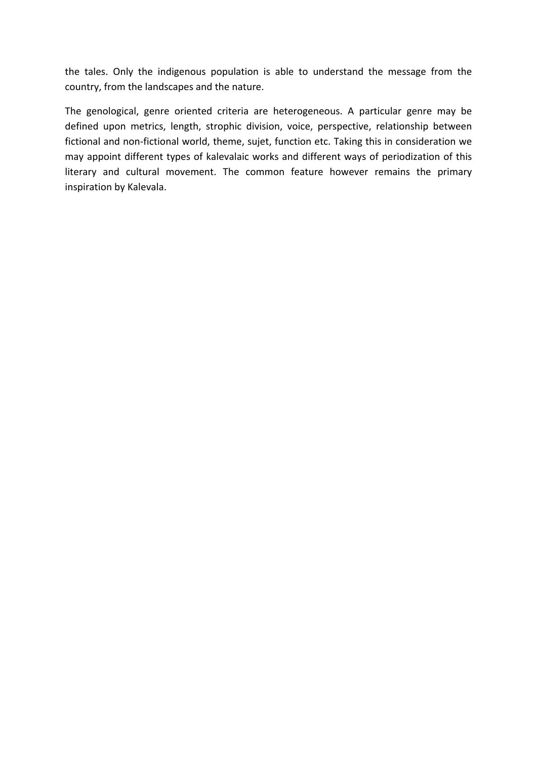the tales. Only the indigenous population is able to understand the message from the country, from the landscapes and the nature.

The genological, genre oriented criteria are heterogeneous. A particular genre may be defined upon metrics, length, strophic division, voice, perspective, relationship between fictional and non-fictional world, theme, sujet, function etc. Taking this in consideration we may appoint different types of kalevalaic works and different ways of periodization of this literary and cultural movement. The common feature however remains the primary inspiration by Kalevala.